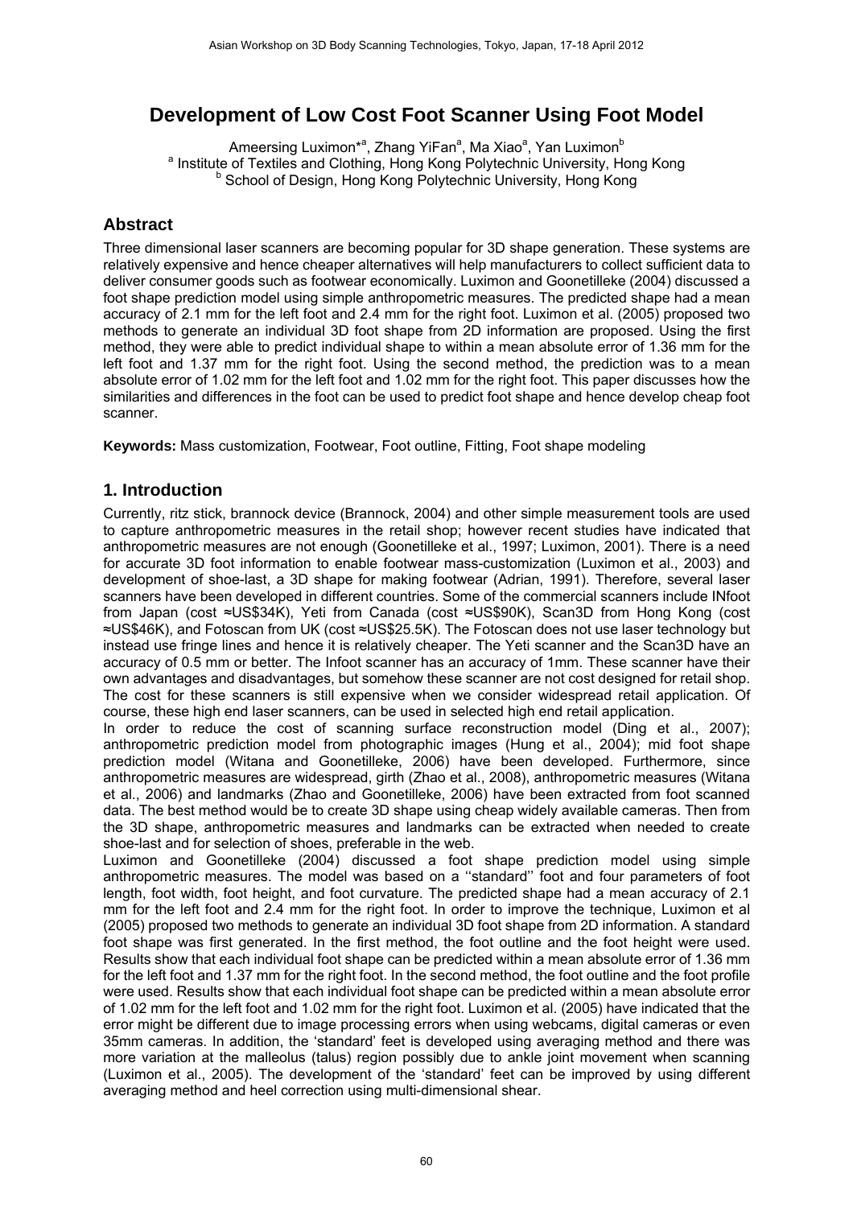# Development of Low Cost Foot Scanner Using Foot Model

Ameersing Luximon*[a], Zhang YiFan[a], Ma Xiao[a], Yan Luximon[b]

[a] Institute of Textiles and Clothing, Hong Kong Polytechnic University, Hong Kong

[b] School of Design, Hong Kong Polytechnic University, Hong Kong

## Abstract

Three dimensional laser scanners are becoming popular for 3D shape generation. These systems are relatively expensive and hence cheaper alternatives will help manufacturers to collect sufficient data to deliver consumer goods such as footwear economically. Luximon and Goonetilleke (2004) discussed a foot shape prediction model using simple anthropometric measures. The predicted shape had a mean accuracy of 2.1 mm for the left foot and 2.4 mm for the right foot. Luximon et al. (2005) proposed two methods to generate an individual 3D foot shape from 2D information are proposed. Using the first method, they were able to predict individual shape to within a mean absolute error of 1.36 mm for the left foot and 1.37 mm for the right foot. Using the second method, the prediction was to a mean absolute error of 1.02 mm for the left foot and 1.02 mm for the right foot. This paper discusses how the similarities and differences in the foot can be used to predict foot shape and hence develop cheap foot scanner.

**Keywords:** Mass customization, Footwear, Foot outline, Fitting, Foot shape modeling

## 1. Introduction

Currently, ritz stick, brannock device (Brannock, 2004) and other simple measurement tools are used to capture anthropometric measures in the retail shop; however recent studies have indicated that anthropometric measures are not enough (Goonetilleke et al., 1997; Luximon, 2001). There is a need for accurate 3D foot information to enable footwear mass-customization (Luximon et al., 2003) and development of shoe-last, a 3D shape for making footwear (Adrian, 1991). Therefore, several laser scanners have been developed in different countries. Some of the commercial scanners include INfoot from Japan (cost ≈US$34K), Yeti from Canada (cost ≈US$90K), Scan3D from Hong Kong (cost ≈US$46K), and Fotoscan from UK (cost ≈US$25.5K). The Fotoscan does not use laser technology but instead use fringe lines and hence it is relatively cheaper. The Yeti scanner and the Scan3D have an accuracy of 0.5 mm or better. The Infoot scanner has an accuracy of 1mm. These scanner have their own advantages and disadvantages, but somehow these scanner are not cost designed for retail shop. The cost for these scanners is still expensive when we consider widespread retail application. Of course, these high end laser scanners, can be used in selected high end retail application.

In order to reduce the cost of scanning surface reconstruction model (Ding et al., 2007); anthropometric prediction model from photographic images (Hung et al., 2004); mid foot shape prediction model (Witana and Goonetilleke, 2006) have been developed. Furthermore, since anthropometric measures are widespread, girth (Zhao et al., 2008), anthropometric measures (Witana et al., 2006) and landmarks (Zhao and Goonetilleke, 2006) have been extracted from foot scanned data. The best method would be to create 3D shape using cheap widely available cameras. Then from the 3D shape, anthropometric measures and landmarks can be extracted when needed to create shoe-last and for selection of shoes, preferable in the web.

Luximon and Goonetilleke (2004) discussed a foot shape prediction model using simple anthropometric measures. The model was based on a ''standard'' foot and four parameters of foot length, foot width, foot height, and foot curvature. The predicted shape had a mean accuracy of 2.1 mm for the left foot and 2.4 mm for the right foot. In order to improve the technique, Luximon et al (2005) proposed two methods to generate an individual 3D foot shape from 2D information. A standard foot shape was first generated. In the first method, the foot outline and the foot height were used. Results show that each individual foot shape can be predicted within a mean absolute error of 1.36 mm for the left foot and 1.37 mm for the right foot. In the second method, the foot outline and the foot profile were used. Results show that each individual foot shape can be predicted within a mean absolute error of 1.02 mm for the left foot and 1.02 mm for the right foot. Luximon et al. (2005) have indicated that the error might be different due to image processing errors when using webcams, digital cameras or even 35mm cameras. In addition, the 'standard' feet is developed using averaging method and there was more variation at the malleolus (talus) region possibly due to ankle joint movement when scanning (Luximon et al., 2005). The development of the 'standard' feet can be improved by using different averaging method and heel correction using multi-dimensional shear.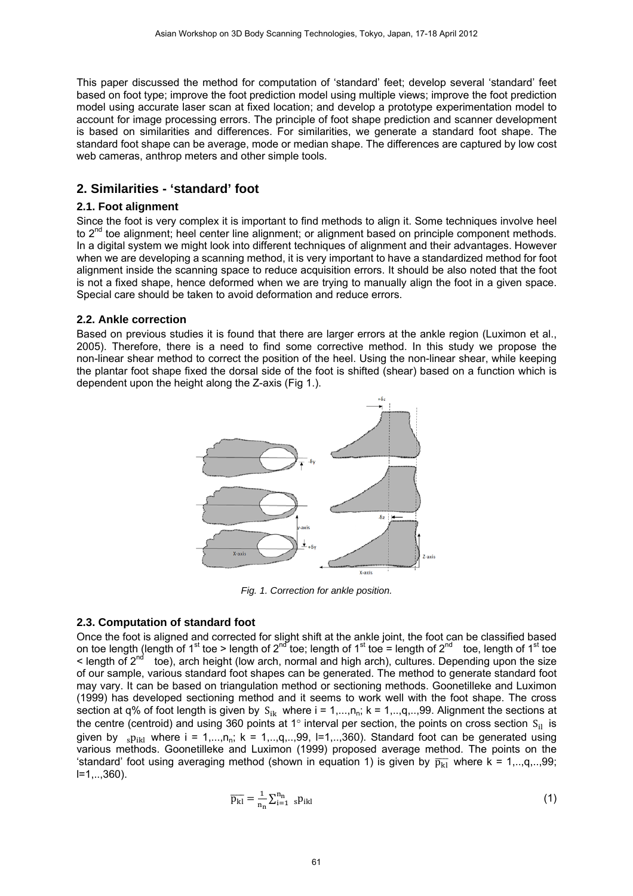This paper discussed the method for computation of 'standard' feet; develop several 'standard' feet based on foot type; improve the foot prediction model using multiple views; improve the foot prediction model using accurate laser scan at fixed location; and develop a prototype experimentation model to account for image processing errors. The principle of foot shape prediction and scanner development is based on similarities and differences. For similarities, we generate a standard foot shape. The standard foot shape can be average, mode or median shape. The differences are captured by low cost web cameras, anthrop meters and other simple tools.

## 2. Similarities - 'standard' foot

### 2.1. Foot alignment

Since the foot is very complex it is important to find methods to align it. Some techniques involve heel to 2[nd] toe alignment; heel center line alignment; or alignment based on principle component methods. In a digital system we might look into different techniques of alignment and their advantages. However when we are developing a scanning method, it is very important to have a standardized method for foot alignment inside the scanning space to reduce acquisition errors. It should be also noted that the foot is not a fixed shape, hence deformed when we are trying to manually align the foot in a given space. Special care should be taken to avoid deformation and reduce errors.

### 2.2. Ankle correction

Based on previous studies it is found that there are larger errors at the ankle region (Luximon et al., 2005). Therefore, there is a need to find some corrective method. In this study we propose the non-linear shear method to correct the position of the heel. Using the non-linear shear, while keeping the plantar foot shape fixed the dorsal side of the foot is shifted (shear) based on a function which is dependent upon the height along the Z-axis (Fig 1.).

+δz

-δy

δz

y-axis

+δy

X-axis

Z-axis

X-axis

*Fig. 1. Correction for ankle position.*

### 2.3. Computation of standard foot

Once the foot is aligned and corrected for slight shift at the ankle joint, the foot can be classified based on toe length (length of 1[st] toe > length of 2[nd] toe; length of 1[st] toe = length of 2[nd] toe, length of 1[st] toe < length of 2[nd] toe), arch height (low arch, normal and high arch), cultures. Depending upon the size of our sample, various standard foot shapes can be generated. The method to generate standard foot may vary. It can be based on triangulation method or sectioning methods. Goonetilleke and Luximon (1999) has developed sectioning method and it seems to work well with the foot shape. The cross section at q% of foot length is given by $S_{ik}$ where i = 1,...,$n_n$; k = 1,..,q,..,99. Alignment the sections at the centre (centroid) and using 360 points at 1° interval per section, the points on cross section $S_{il}$ is given by ${}_{s}p_{ikl}$ where i = 1,...,$n_n$; k = 1,..,q,..,99, l=1,..,360). Standard foot can be generated using various methods. Goonetilleke and Luximon (1999) proposed average method. The points on the 'standard' foot using averaging method (shown in equation 1) is given by $\overline{p_{kl}}$ where k = 1,..,q,..,99; l=1,..,360).

$$\overline{p_{kl}} = \frac{1}{n_n}\sum_{i=1}^{n_n} {}_{s}p_{ikl} \tag{1}$$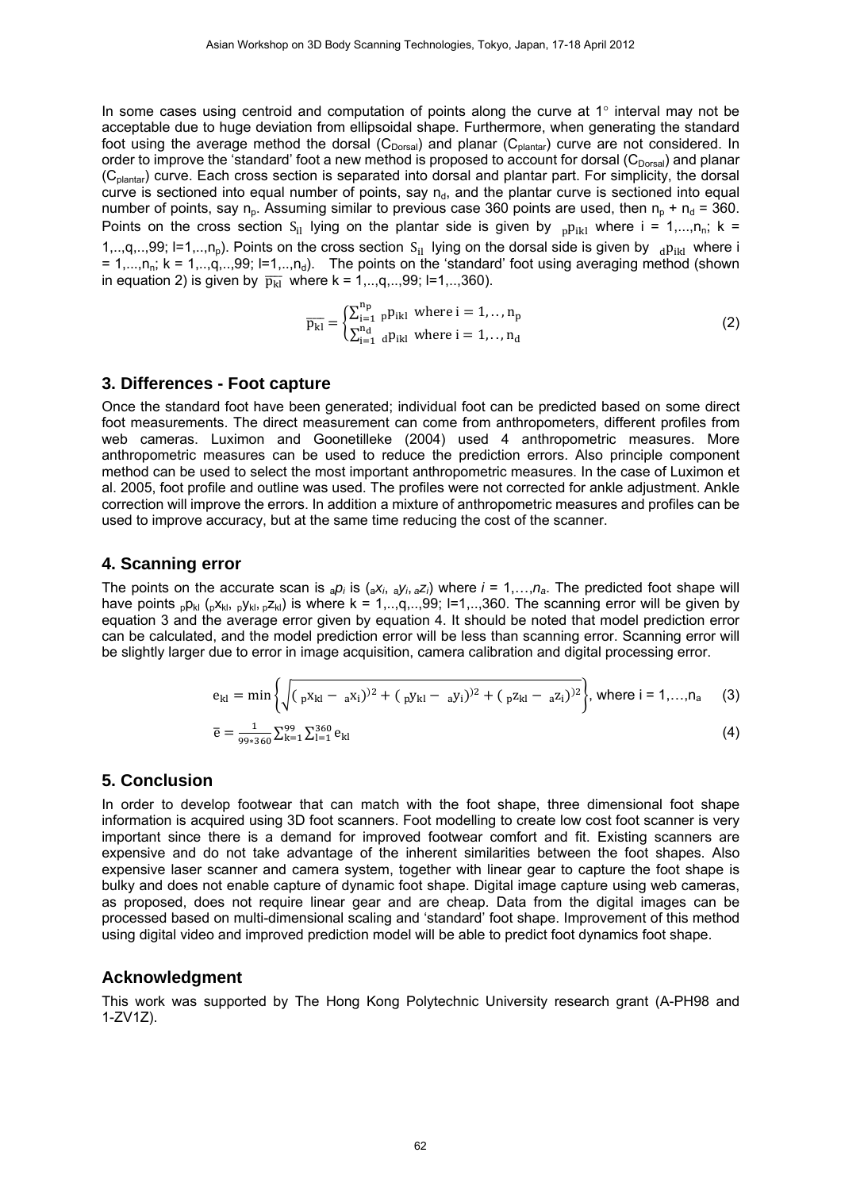In some cases using centroid and computation of points along the curve at 1° interval may not be acceptable due to huge deviation from ellipsoidal shape. Furthermore, when generating the standard foot using the average method the dorsal ($C_{Dorsal}$) and planar ($C_{plantar}$) curve are not considered. In order to improve the 'standard' foot a new method is proposed to account for dorsal ($C_{Dorsal}$) and planar ($C_{plantar}$) curve. Each cross section is separated into dorsal and plantar part. For simplicity, the dorsal curve is sectioned into equal number of points, say $n_d$, and the plantar curve is sectioned into equal number of points, say $n_p$. Assuming similar to previous case 360 points are used, then $n_p + n_d = 360$. Points on the cross section $S_{il}$ lying on the plantar side is given by ${}_{p}p_{ikl}$ where $i = 1,...,n_n$; $k = 1,..,q,..,99$; $l=1,..,n_p$). Points on the cross section $S_{il}$ lying on the dorsal side is given by ${}_{d}p_{ikl}$ where $i = 1,...,n_n$; $k = 1,..,q,..,99$; $l=1,..,n_d$). The points on the 'standard' foot using averaging method (shown in equation 2) is given by $\overline{p_{kl}}$ where $k = 1,..,q,..,99$; $l=1,..,360$).

$$\overline{p_{kl}} = \begin{cases} \sum_{i=1}^{n_p} {}_{p}p_{ikl} \text{ where } i = 1, .., n_p \\ \sum_{i=1}^{n_d} {}_{d}p_{ikl} \text{ where } i = 1, .., n_d \end{cases} \tag{2}$$

## 3. Differences - Foot capture

Once the standard foot have been generated; individual foot can be predicted based on some direct foot measurements. The direct measurement can come from anthropometers, different profiles from web cameras. Luximon and Goonetilleke (2004) used 4 anthropometric measures. More anthropometric measures can be used to reduce the prediction errors. Also principle component method can be used to select the most important anthropometric measures. In the case of Luximon et al. 2005, foot profile and outline was used. The profiles were not corrected for ankle adjustment. Ankle correction will improve the errors. In addition a mixture of anthropometric measures and profiles can be used to improve accuracy, but at the same time reducing the cost of the scanner.

## 4. Scanning error

The points on the accurate scan is ${}_{a}p_i$ is (${}_{a}x_i$, ${}_{a}y_i$, ${}_{a}z_i$) where $i = 1,…,n_a$. The predicted foot shape will have points ${}_{p}p_{kl}$ (${}_{p}x_{kl}$, ${}_{p}y_{kl}$, ${}_{p}z_{kl}$) is where $k = 1,..,q,..,99$; $l=1,..,360$. The scanning error will be given by equation 3 and the average error given by equation 4. It should be noted that model prediction error can be calculated, and the model prediction error will be less than scanning error. Scanning error will be slightly larger due to error in image acquisition, camera calibration and digital processing error.

$$e_{kl} = \min\left\{\sqrt{({}_{p}x_{kl} - {}_{a}x_i)^2 + ({}_{p}y_{kl} - {}_{a}y_i)^2 + ({}_{p}z_{kl} - {}_{a}z_i)^2}\right\}, \text{ where } i = 1,…,n_a \tag{3}$$

$$\bar{e} = \frac{1}{99*360}\sum_{k=1}^{99}\sum_{l=1}^{360} e_{kl} \tag{4}$$

## 5. Conclusion

In order to develop footwear that can match with the foot shape, three dimensional foot shape information is acquired using 3D foot scanners. Foot modelling to create low cost foot scanner is very important since there is a demand for improved footwear comfort and fit. Existing scanners are expensive and do not take advantage of the inherent similarities between the foot shapes. Also expensive laser scanner and camera system, together with linear gear to capture the foot shape is bulky and does not enable capture of dynamic foot shape. Digital image capture using web cameras, as proposed, does not require linear gear and are cheap. Data from the digital images can be processed based on multi-dimensional scaling and 'standard' foot shape. Improvement of this method using digital video and improved prediction model will be able to predict foot dynamics foot shape.

## Acknowledgment

This work was supported by The Hong Kong Polytechnic University research grant (A-PH98 and 1-ZV1Z).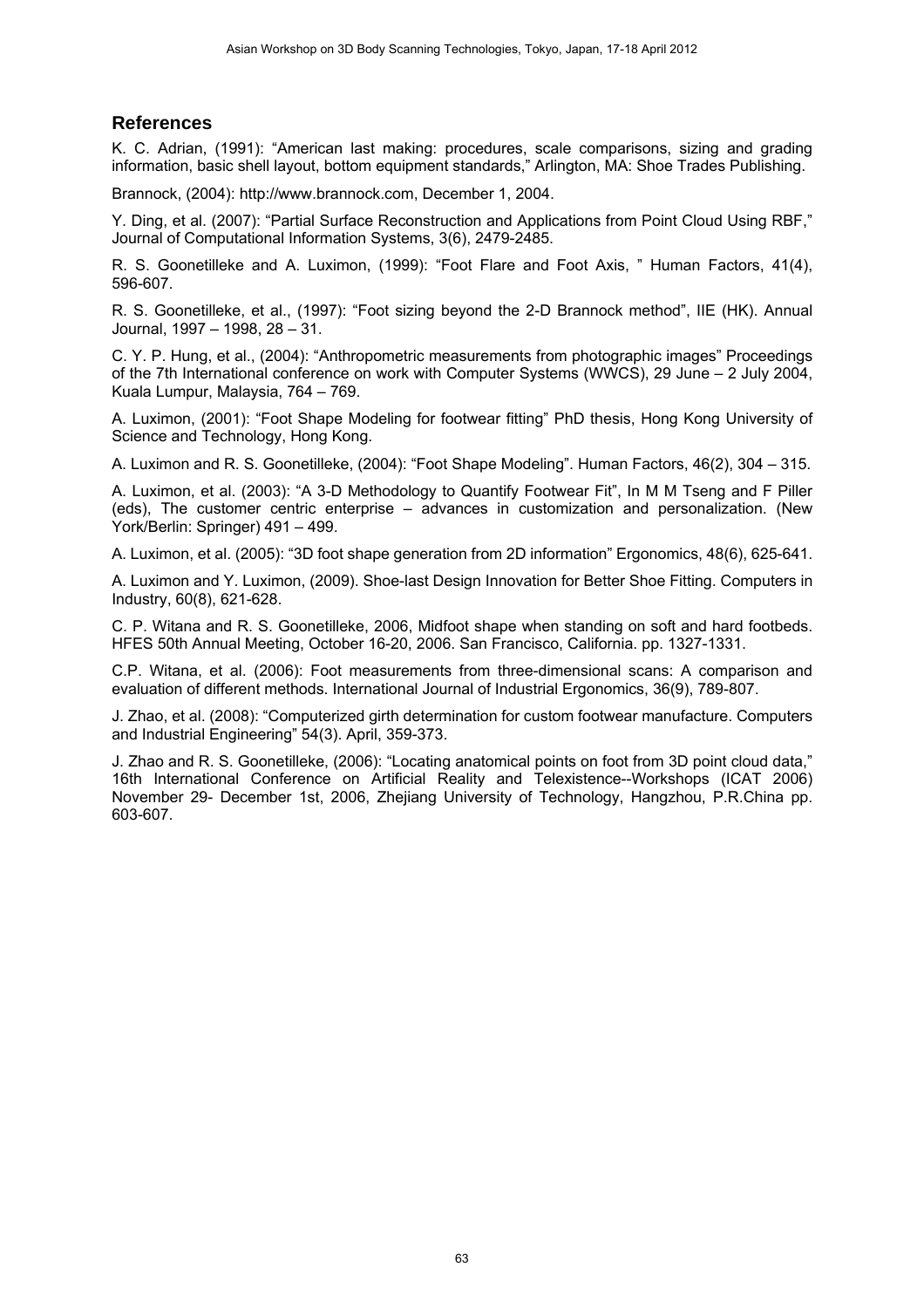## References

K. C. Adrian, (1991): "American last making: procedures, scale comparisons, sizing and grading information, basic shell layout, bottom equipment standards," Arlington, MA: Shoe Trades Publishing.

Brannock, (2004): http://www.brannock.com, December 1, 2004.

Y. Ding, et al. (2007): "Partial Surface Reconstruction and Applications from Point Cloud Using RBF," Journal of Computational Information Systems, 3(6), 2479-2485.

R. S. Goonetilleke and A. Luximon, (1999): "Foot Flare and Foot Axis, " Human Factors, 41(4), 596-607.

R. S. Goonetilleke, et al., (1997): "Foot sizing beyond the 2-D Brannock method", IIE (HK). Annual Journal, 1997 – 1998, 28 – 31.

C. Y. P. Hung, et al., (2004): "Anthropometric measurements from photographic images" Proceedings of the 7th International conference on work with Computer Systems (WWCS), 29 June – 2 July 2004, Kuala Lumpur, Malaysia, 764 – 769.

A. Luximon, (2001): "Foot Shape Modeling for footwear fitting" PhD thesis, Hong Kong University of Science and Technology, Hong Kong.

A. Luximon and R. S. Goonetilleke, (2004): "Foot Shape Modeling". Human Factors, 46(2), 304 – 315.

A. Luximon, et al. (2003): "A 3-D Methodology to Quantify Footwear Fit", In M M Tseng and F Piller (eds), The customer centric enterprise – advances in customization and personalization. (New York/Berlin: Springer) 491 – 499.

A. Luximon, et al. (2005): "3D foot shape generation from 2D information" Ergonomics, 48(6), 625-641.

A. Luximon and Y. Luximon, (2009). Shoe-last Design Innovation for Better Shoe Fitting. Computers in Industry, 60(8), 621-628.

C. P. Witana and R. S. Goonetilleke, 2006, Midfoot shape when standing on soft and hard footbeds. HFES 50th Annual Meeting, October 16-20, 2006. San Francisco, California. pp. 1327-1331.

C.P. Witana, et al. (2006): Foot measurements from three-dimensional scans: A comparison and evaluation of different methods. International Journal of Industrial Ergonomics, 36(9), 789-807.

J. Zhao, et al. (2008): "Computerized girth determination for custom footwear manufacture. Computers and Industrial Engineering" 54(3). April, 359-373.

J. Zhao and R. S. Goonetilleke, (2006): "Locating anatomical points on foot from 3D point cloud data," 16th International Conference on Artificial Reality and Telexistence--Workshops (ICAT 2006) November 29- December 1st, 2006, Zhejiang University of Technology, Hangzhou, P.R.China pp. 603-607.